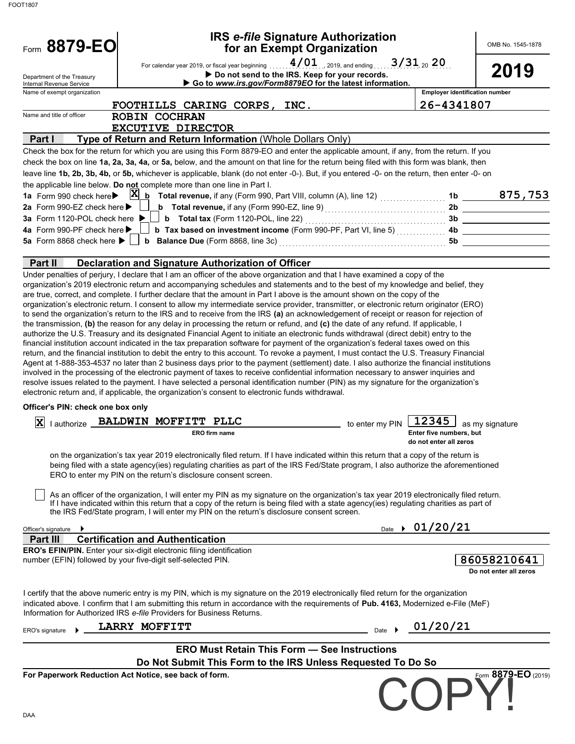FOOT1807

# Form 8879-EO

## IRS *e-file* Signature Authorization for an Exempt Organization

OMB No. 1545-1878

**2019**

For calendar year 2019, or fiscal year beginning 4/01, 2019, and ending 3/31, 20 20

Department of the Treasury Internal Revenue Service

▶ Do not send to the IRS. Keep for your records.
▶ Go to *www.irs.gov/Form8879EO* for the latest information.

Name of exempt organization: FOOTHILLS CARING CORPS, INC.

Employer identification number: 26-4341807

Name and title of officer: ROBIN COCHRAN
EXCUTIVE DIRECTOR

### Part I — Type of Return and Return Information (Whole Dollars Only)

Check the box for the return for which you are using this Form 8879-EO and enter the applicable amount, if any, from the return. If you check the box on line **1a, 2a, 3a, 4a,** or **5a,** below, and the amount on that line for the return being filed with this form was blank, then leave line **1b, 2b, 3b, 4b,** or **5b,** whichever is applicable, blank (do not enter -0-). But, if you entered -0- on the return, then enter -0- on the applicable line below. **Do not** complete more than one line in Part I.

| | | | |
|---|---|---|---|
| **1a** Form 990 check here ▶ [X] | **b Total revenue,** if any (Form 990, Part VIII, column (A), line 12) | **1b** | 875,753 |
| **2a** Form 990-EZ check here ▶ [ ] | **b Total revenue,** if any (Form 990-EZ, line 9) | **2b** | |
| **3a** Form 1120-POL check here ▶ [ ] | **b Total tax** (Form 1120-POL, line 22) | **3b** | |
| **4a** Form 990-PF check here ▶ [ ] | **b Tax based on investment income** (Form 990-PF, Part VI, line 5) | **4b** | |
| **5a** Form 8868 check here ▶ [ ] | **b Balance Due** (Form 8868, line 3c) | **5b** | |

### Part II — Declaration and Signature Authorization of Officer

Under penalties of perjury, I declare that I am an officer of the above organization and that I have examined a copy of the organization's 2019 electronic return and accompanying schedules and statements and to the best of my knowledge and belief, they are true, correct, and complete. I further declare that the amount in Part I above is the amount shown on the copy of the organization's electronic return. I consent to allow my intermediate service provider, transmitter, or electronic return originator (ERO) to send the organization's return to the IRS and to receive from the IRS **(a)** an acknowledgement of receipt or reason for rejection of the transmission, **(b)** the reason for any delay in processing the return or refund, and **(c)** the date of any refund. If applicable, I authorize the U.S. Treasury and its designated Financial Agent to initiate an electronic funds withdrawal (direct debit) entry to the financial institution account indicated in the tax preparation software for payment of the organization's federal taxes owed on this return, and the financial institution to debit the entry to this account. To revoke a payment, I must contact the U.S. Treasury Financial Agent at 1-888-353-4537 no later than 2 business days prior to the payment (settlement) date. I also authorize the financial institutions involved in the processing of the electronic payment of taxes to receive confidential information necessary to answer inquiries and resolve issues related to the payment. I have selected a personal identification number (PIN) as my signature for the organization's electronic return and, if applicable, the organization's consent to electronic funds withdrawal.

**Officer's PIN: check one box only**

[X] I authorize **BALDWIN MOFFITT PLLC** (ERO firm name) to enter my PIN **12345** as my signature (Enter five numbers, but do not enter all zeros)

on the organization's tax year 2019 electronically filed return. If I have indicated within this return that a copy of the return is being filed with a state agency(ies) regulating charities as part of the IRS Fed/State program, I also authorize the aforementioned ERO to enter my PIN on the return's disclosure consent screen.

[ ] As an officer of the organization, I will enter my PIN as my signature on the organization's tax year 2019 electronically filed return. If I have indicated within this return that a copy of the return is being filed with a state agency(ies) regulating charities as part of the IRS Fed/State program, I will enter my PIN on the return's disclosure consent screen.

Officer's signature ▶ Date ▶ 01/20/21

### Part III — Certification and Authentication

**ERO's EFIN/PIN.** Enter your six-digit electronic filing identification number (EFIN) followed by your five-digit self-selected PIN.

**86058210641**
Do not enter all zeros

I certify that the above numeric entry is my PIN, which is my signature on the 2019 electronically filed return for the organization indicated above. I confirm that I am submitting this return in accordance with the requirements of **Pub. 4163,** Modernized e-File (MeF) Information for Authorized IRS *e-file* Providers for Business Returns.

ERO's signature ▶ LARRY MOFFITT Date ▶ 01/20/21

**ERO Must Retain This Form — See Instructions**
**Do Not Submit This Form to the IRS Unless Requested To Do So**

**For Paperwork Reduction Act Notice, see back of form.**

Form **8879-EO** (2019)

COPY!

DAA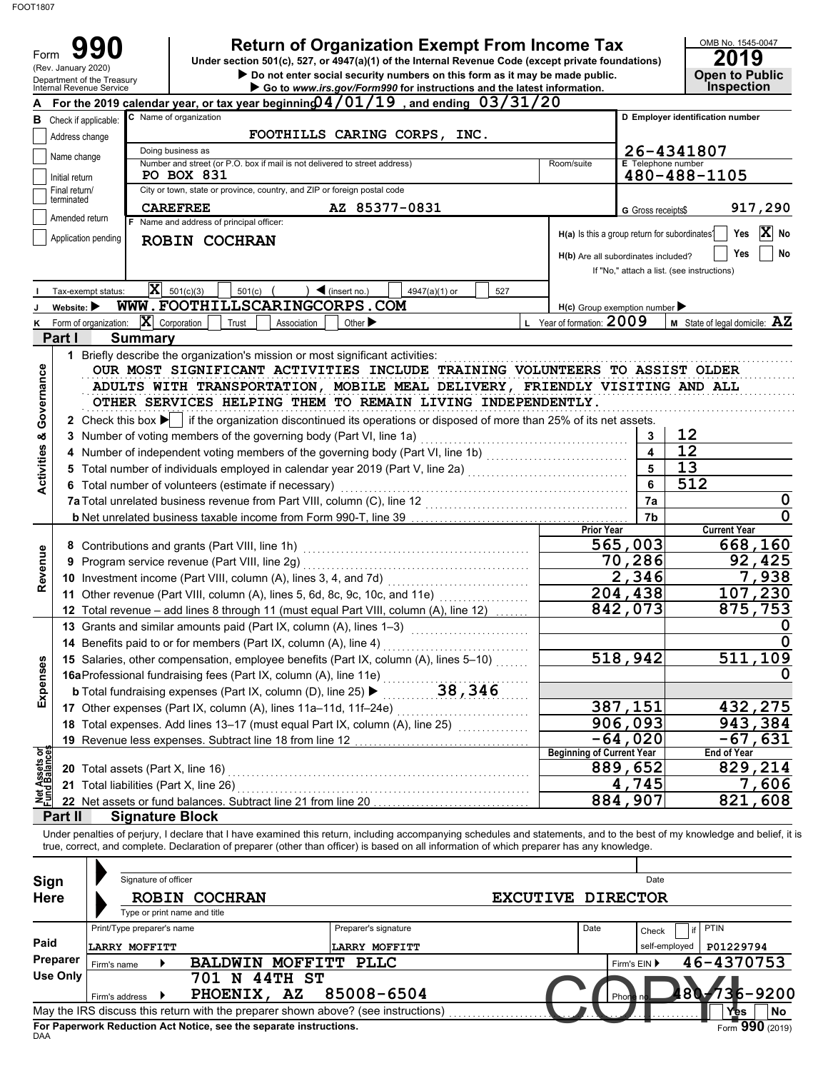FOOT1807

# Form 990

**Return of Organization Exempt From Income Tax**

Under section 501(c), 527, or 4947(a)(1) of the Internal Revenue Code (except private foundations)

▶ Do not enter social security numbers on this form as it may be made public.

▶ Go to www.irs.gov/Form990 for instructions and the latest information.

(Rev. January 2020) Department of the Treasury Internal Revenue Service

OMB No. 1545-0047 **2019** **Open to Public Inspection**

**A** For the 2019 calendar year, or tax year beginning 04/01/19, and ending 03/31/20

**B** Check if applicable: Address change, Name change, Initial return, Final return/terminated, Amended return, Application pending

**C** Name of organization: FOOTHILLS CARING CORPS, INC.

Doing business as

Number and street (or P.O. box if mail is not delivered to street address): PO BOX 831 | Room/suite

City or town, state or province, country, and ZIP or foreign postal code: CAREFREE AZ 85377-0831

**D** Employer identification number: 26-4341807

**E** Telephone number: 480-488-1105

**G** Gross receipts$ 917,290

**F** Name and address of principal officer: ROBIN COCHRAN

H(a) Is this a group return for subordinates? Yes [ ] No [X]

H(b) Are all subordinates included? Yes [ ] No [ ]

If "No," attach a list. (see instructions)

**I** Tax-exempt status: [X] 501(c)(3) [ ] 501(c) ( ) ◀ (insert no.) [ ] 4947(a)(1) or [ ] 527

**J** Website: ▶ WWW.FOOTHILLSCARINGCORPS.COM

H(c) Group exemption number ▶

**K** Form of organization: [X] Corporation [ ] Trust [ ] Association [ ] Other ▶

**L** Year of formation: 2009

**M** State of legal domicile: AZ

## Part I Summary

**Activities & Governance**

1 Briefly describe the organization's mission or most significant activities:
OUR MOST SIGNIFICANT ACTIVITIES INCLUDE TRAINING VOLUNTEERS TO ASSIST OLDER ADULTS WITH TRANSPORTATION, MOBILE MEAL DELIVERY, FRIENDLY VISITING AND ALL OTHER SERVICES HELPING THEM TO REMAIN LIVING INDEPENDENTLY.

2 Check this box ▶ [ ] if the organization discontinued its operations or disposed of more than 25% of its net assets.

| | | | |
|---|---|---|---|
| 3 | Number of voting members of the governing body (Part VI, line 1a) | 3 | 12 |
| 4 | Number of independent voting members of the governing body (Part VI, line 1b) | 4 | 12 |
| 5 | Total number of individuals employed in calendar year 2019 (Part V, line 2a) | 5 | 13 |
| 6 | Total number of volunteers (estimate if necessary) | 6 | 512 |
| 7a | Total unrelated business revenue from Part VIII, column (C), line 12 | 7a | 0 |
| b | Net unrelated business taxable income from Form 990-T, line 39 | 7b | 0 |

| | | Prior Year | Current Year |
|---|---|---|---|
| **Revenue** | | | |
| 8 | Contributions and grants (Part VIII, line 1h) | 565,003 | 668,160 |
| 9 | Program service revenue (Part VIII, line 2g) | 70,286 | 92,425 |
| 10 | Investment income (Part VIII, column (A), lines 3, 4, and 7d) | 2,346 | 7,938 |
| 11 | Other revenue (Part VIII, column (A), lines 5, 6d, 8c, 9c, 10c, and 11e) | 204,438 | 107,230 |
| 12 | Total revenue – add lines 8 through 11 (must equal Part VIII, column (A), line 12) | 842,073 | 875,753 |
| **Expenses** | | | |
| 13 | Grants and similar amounts paid (Part IX, column (A), lines 1–3) | | 0 |
| 14 | Benefits paid to or for members (Part IX, column (A), line 4) | | 0 |
| 15 | Salaries, other compensation, employee benefits (Part IX, column (A), lines 5–10) | 518,942 | 511,109 |
| 16a | Professional fundraising fees (Part IX, column (A), line 11e) | | 0 |
| b | Total fundraising expenses (Part IX, column (D), line 25) ▶ 38,346 | | |
| 17 | Other expenses (Part IX, column (A), lines 11a–11d, 11f–24e) | 387,151 | 432,275 |
| 18 | Total expenses. Add lines 13–17 (must equal Part IX, column (A), line 25) | 906,093 | 943,384 |
| 19 | Revenue less expenses. Subtract line 18 from line 12 | -64,020 | -67,631 |
| **Net Assets or Fund Balances** | | **Beginning of Current Year** | **End of Year** |
| 20 | Total assets (Part X, line 16) | 889,652 | 829,214 |
| 21 | Total liabilities (Part X, line 26) | 4,745 | 7,606 |
| 22 | Net assets or fund balances. Subtract line 21 from line 20 | 884,907 | 821,608 |

## Part II Signature Block

Under penalties of perjury, I declare that I have examined this return, including accompanying schedules and statements, and to the best of my knowledge and belief, it is true, correct, and complete. Declaration of preparer (other than officer) is based on all information of which preparer has any knowledge.

**Sign Here**

Signature of officer | Date

ROBIN COCHRAN EXCUTIVE DIRECTOR

Type or print name and title

**Paid Preparer Use Only**

| Print/Type preparer's name | Preparer's signature | Date | Check [ ] if self-employed | PTIN |
|---|---|---|---|---|
| LARRY MOFFITT | LARRY MOFFITT | | | P01229794 |

Firm's name ▶ BALDWIN MOFFITT PLLC | Firm's EIN ▶ 46-4370753

Firm's address ▶ 701 N 44TH ST PHOENIX, AZ 85008-6504 | Phone no. 480-736-9200

May the IRS discuss this return with the preparer shown above? (see instructions) [X] Yes [ ] No

For Paperwork Reduction Act Notice, see the separate instructions.

DAA Form 990 (2019)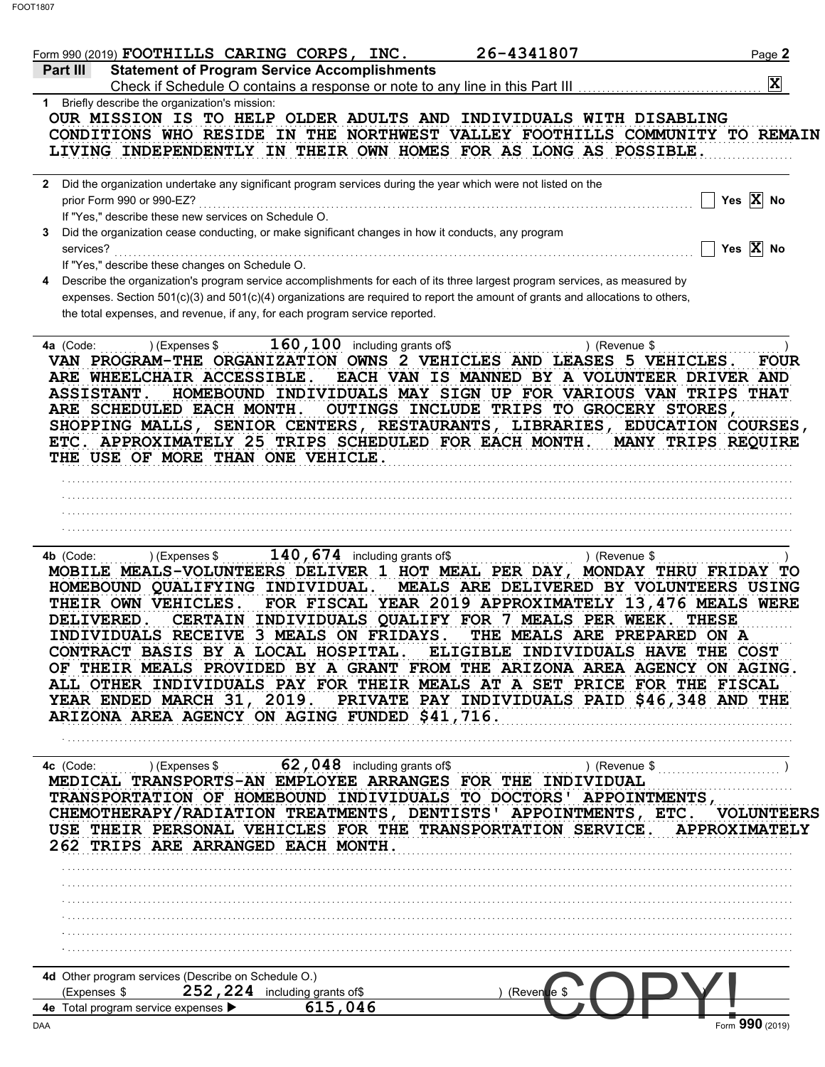Form 990 (2019) FOOTHILLS CARING CORPS, INC. 26-4341807

## Part III Statement of Program Service Accomplishments

Check if Schedule O contains a response or note to any line in this Part III ..... [X]

**1** Briefly describe the organization's mission:

OUR MISSION IS TO HELP OLDER ADULTS AND INDIVIDUALS WITH DISABLING CONDITIONS WHO RESIDE IN THE NORTHWEST VALLEY FOOTHILLS COMMUNITY TO REMAIN LIVING INDEPENDENTLY IN THEIR OWN HOMES FOR AS LONG AS POSSIBLE.

**2** Did the organization undertake any significant program services during the year which were not listed on the prior Form 990 or 990-EZ? [ ] Yes [X] No

If "Yes," describe these new services on Schedule O.

**3** Did the organization cease conducting, or make significant changes in how it conducts, any program services? [ ] Yes [X] No

If "Yes," describe these changes on Schedule O.

**4** Describe the organization's program service accomplishments for each of its three largest program services, as measured by expenses. Section 501(c)(3) and 501(c)(4) organizations are required to report the amount of grants and allocations to others, the total expenses, and revenue, if any, for each program service reported.

**4a** (Code: ) (Expenses $ 160,100 including grants of$ ) (Revenue $ )

VAN PROGRAM-THE ORGANIZATION OWNS 2 VEHICLES AND LEASES 5 VEHICLES. FOUR ARE WHEELCHAIR ACCESSIBLE. EACH VAN IS MANNED BY A VOLUNTEER DRIVER AND ASSISTANT. HOMEBOUND INDIVIDUALS MAY SIGN UP FOR VARIOUS VAN TRIPS THAT ARE SCHEDULED EACH MONTH. OUTINGS INCLUDE TRIPS TO GROCERY STORES, SHOPPING MALLS, SENIOR CENTERS, RESTAURANTS, LIBRARIES, EDUCATION COURSES, ETC. APPROXIMATELY 25 TRIPS SCHEDULED FOR EACH MONTH. MANY TRIPS REQUIRE THE USE OF MORE THAN ONE VEHICLE.

**4b** (Code: ) (Expenses $ 140,674 including grants of$ ) (Revenue $ )

MOBILE MEALS-VOLUNTEERS DELIVER 1 HOT MEAL PER DAY, MONDAY THRU FRIDAY TO HOMEBOUND QUALIFYING INDIVIDUAL. MEALS ARE DELIVERED BY VOLUNTEERS USING THEIR OWN VEHICLES. FOR FISCAL YEAR 2019 APPROXIMATELY 13,476 MEALS WERE DELIVERED. CERTAIN INDIVIDUALS QUALIFY FOR 7 MEALS PER WEEK. THESE INDIVIDUALS RECEIVE 3 MEALS ON FRIDAYS. THE MEALS ARE PREPARED ON A CONTRACT BASIS BY A LOCAL HOSPITAL. ELIGIBLE INDIVIDUALS HAVE THE COST OF THEIR MEALS PROVIDED BY A GRANT FROM THE ARIZONA AREA AGENCY ON AGING. ALL OTHER INDIVIDUALS PAY FOR THEIR MEALS AT A SET PRICE FOR THE FISCAL YEAR ENDED MARCH 31, 2019. PRIVATE PAY INDIVIDUALS PAID $46,348 AND THE ARIZONA AREA AGENCY ON AGING FUNDED $41,716.

**4c** (Code: ) (Expenses $ 62,048 including grants of$ ) (Revenue $ )

MEDICAL TRANSPORTS-AN EMPLOYEE ARRANGES FOR THE INDIVIDUAL TRANSPORTATION OF HOMEBOUND INDIVIDUALS TO DOCTORS' APPOINTMENTS, CHEMOTHERAPY/RADIATION TREATMENTS, DENTISTS' APPOINTMENTS, ETC. VOLUNTEERS USE THEIR PERSONAL VEHICLES FOR THE TRANSPORTATION SERVICE. APPROXIMATELY 262 TRIPS ARE ARRANGED EACH MONTH.

**4d** Other program services (Describe on Schedule O.)

(Expenses $ 252,224 including grants of$ ) (Revenue $ )

**4e** Total program service expenses ▶ 615,046

COPY!

Form **990** (2019)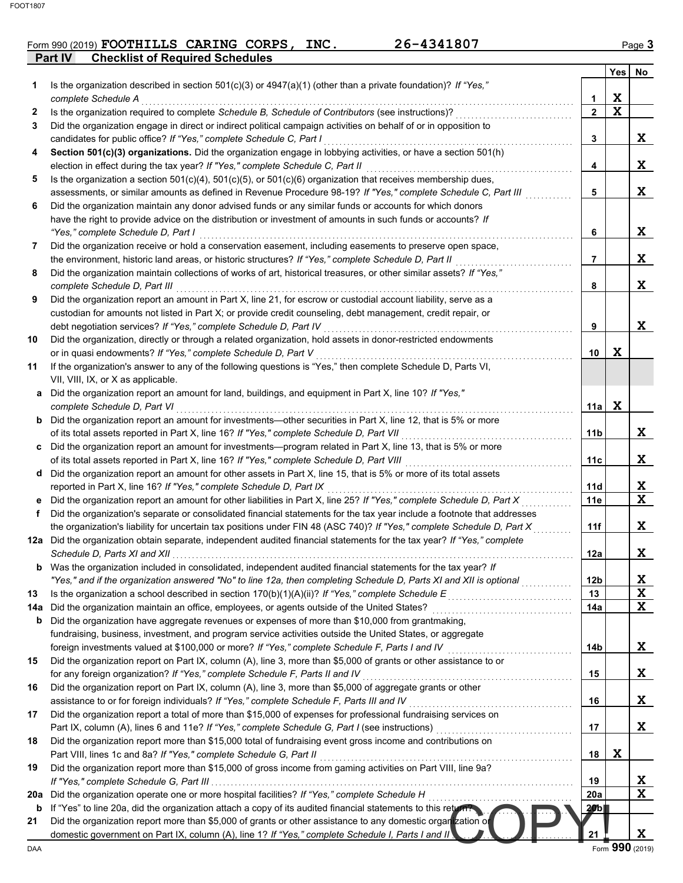Form 990 (2019) **FOOTHILLS CARING CORPS, INC.** **26-4341807** Page **3**

## Part IV Checklist of Required Schedules

| | | Line | Yes | No |
|---|---|---|---|---|
| 1 | Is the organization described in section 501(c)(3) or 4947(a)(1) (other than a private foundation)? *If "Yes," complete Schedule A* | 1 | X | |
| 2 | Is the organization required to complete *Schedule B, Schedule of Contributors* (see instructions)? | 2 | X | |
| 3 | Did the organization engage in direct or indirect political campaign activities on behalf of or in opposition to candidates for public office? *If "Yes," complete Schedule C, Part I* | 3 | | X |
| 4 | **Section 501(c)(3) organizations.** Did the organization engage in lobbying activities, or have a section 501(h) election in effect during the tax year? *If "Yes," complete Schedule C, Part II* | 4 | | X |
| 5 | Is the organization a section 501(c)(4), 501(c)(5), or 501(c)(6) organization that receives membership dues, assessments, or similar amounts as defined in Revenue Procedure 98-19? *If "Yes," complete Schedule C, Part III* | 5 | | X |
| 6 | Did the organization maintain any donor advised funds or any similar funds or accounts for which donors have the right to provide advice on the distribution or investment of amounts in such funds or accounts? *If "Yes," complete Schedule D, Part I* | 6 | | X |
| 7 | Did the organization receive or hold a conservation easement, including easements to preserve open space, the environment, historic land areas, or historic structures? *If "Yes," complete Schedule D, Part II* | 7 | | X |
| 8 | Did the organization maintain collections of works of art, historical treasures, or other similar assets? *If "Yes," complete Schedule D, Part III* | 8 | | X |
| 9 | Did the organization report an amount in Part X, line 21, for escrow or custodial account liability, serve as a custodian for amounts not listed in Part X; or provide credit counseling, debt management, credit repair, or debt negotiation services? *If "Yes," complete Schedule D, Part IV* | 9 | | X |
| 10 | Did the organization, directly or through a related organization, hold assets in donor-restricted endowments or in quasi endowments? *If "Yes," complete Schedule D, Part V* | 10 | X | |
| 11 | If the organization's answer to any of the following questions is "Yes," then complete Schedule D, Parts VI, VII, VIII, IX, or X as applicable. | | | |
| a | Did the organization report an amount for land, buildings, and equipment in Part X, line 10? *If "Yes," complete Schedule D, Part VI* | 11a | X | |
| b | Did the organization report an amount for investments—other securities in Part X, line 12, that is 5% or more of its total assets reported in Part X, line 16? *If "Yes," complete Schedule D, Part VII* | 11b | | X |
| c | Did the organization report an amount for investments—program related in Part X, line 13, that is 5% or more of its total assets reported in Part X, line 16? *If "Yes," complete Schedule D, Part VIII* | 11c | | X |
| d | Did the organization report an amount for other assets in Part X, line 15, that is 5% or more of its total assets reported in Part X, line 16? *If "Yes," complete Schedule D, Part IX* | 11d | | X |
| e | Did the organization report an amount for other liabilities in Part X, line 25? *If "Yes," complete Schedule D, Part X* | 11e | | X |
| f | Did the organization's separate or consolidated financial statements for the tax year include a footnote that addresses the organization's liability for uncertain tax positions under FIN 48 (ASC 740)? *If "Yes," complete Schedule D, Part X* | 11f | | X |
| 12a | Did the organization obtain separate, independent audited financial statements for the tax year? *If "Yes," complete Schedule D, Parts XI and XII* | 12a | | X |
| b | Was the organization included in consolidated, independent audited financial statements for the tax year? *If "Yes," and if the organization answered "No" to line 12a, then completing Schedule D, Parts XI and XII is optional* | 12b | | X |
| 13 | Is the organization a school described in section 170(b)(1)(A)(ii)? *If "Yes," complete Schedule E* | 13 | | X |
| 14a | Did the organization maintain an office, employees, or agents outside of the United States? | 14a | | X |
| b | Did the organization have aggregate revenues or expenses of more than $10,000 from grantmaking, fundraising, business, investment, and program service activities outside the United States, or aggregate foreign investments valued at $100,000 or more? *If "Yes," complete Schedule F, Parts I and IV* | 14b | | X |
| 15 | Did the organization report on Part IX, column (A), line 3, more than $5,000 of grants or other assistance to or for any foreign organization? *If "Yes," complete Schedule F, Parts II and IV* | 15 | | X |
| 16 | Did the organization report on Part IX, column (A), line 3, more than $5,000 of aggregate grants or other assistance to or for foreign individuals? *If "Yes," complete Schedule F, Parts III and IV* | 16 | | X |
| 17 | Did the organization report a total of more than $15,000 of expenses for professional fundraising services on Part IX, column (A), lines 6 and 11e? *If "Yes," complete Schedule G, Part I* (see instructions) | 17 | | X |
| 18 | Did the organization report more than $15,000 total of fundraising event gross income and contributions on Part VIII, lines 1c and 8a? *If "Yes," complete Schedule G, Part II* | 18 | X | |
| 19 | Did the organization report more than $15,000 of gross income from gaming activities on Part VIII, line 9a? *If "Yes," complete Schedule G, Part III* | 19 | | X |
| 20a | Did the organization operate one or more hospital facilities? *If "Yes," complete Schedule H* | 20a | | X |
| b | If "Yes" to line 20a, did the organization attach a copy of its audited financial statements to this return? | 20b | | |
| 21 | Did the organization report more than $5,000 of grants or other assistance to any domestic organization or domestic government on Part IX, column (A), line 1? *If "Yes," complete Schedule I, Parts I and II* | 21 | | X |

Form **990** (2019)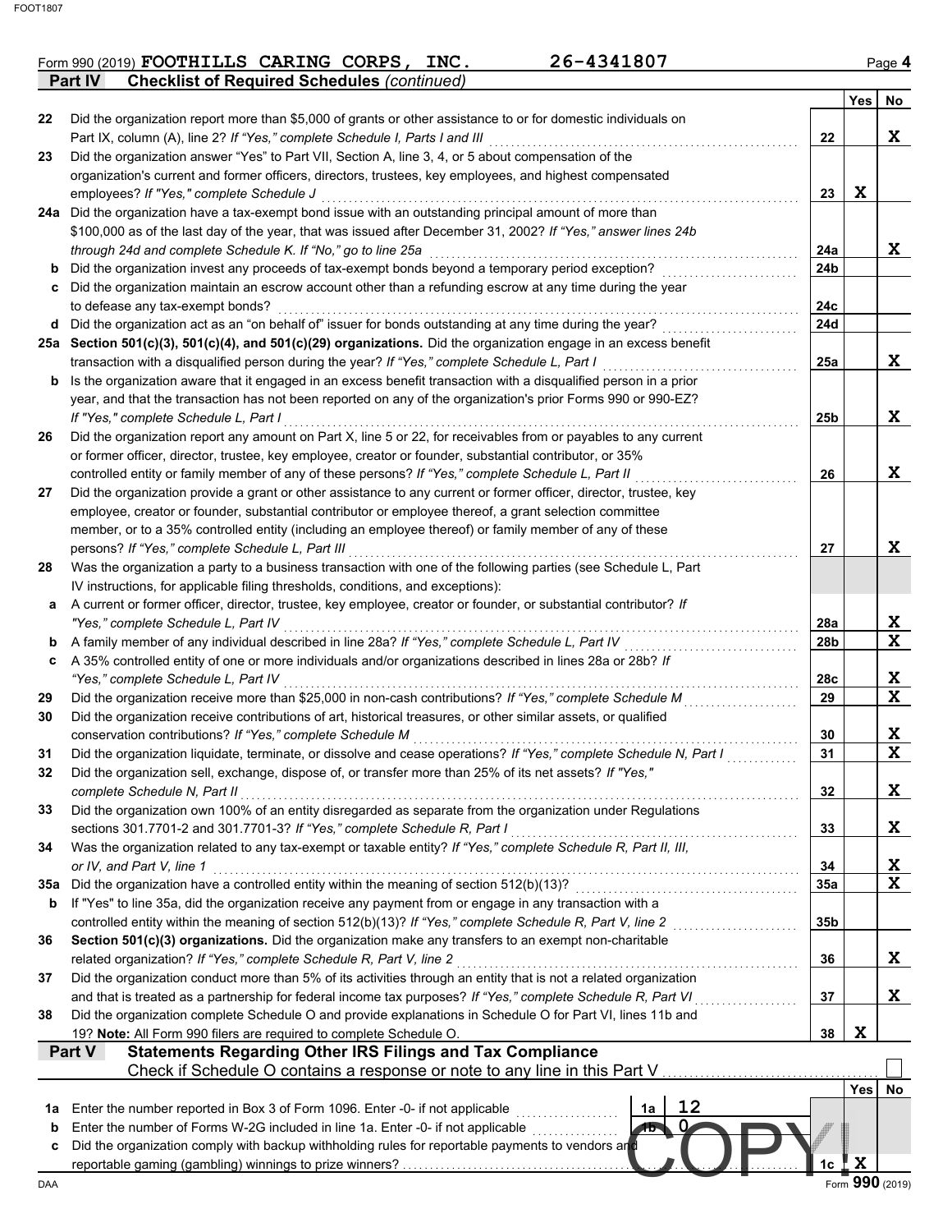Form 990 (2019) **FOOTHILLS CARING CORPS, INC.** **26-4341807** Page 4

**Part IV Checklist of Required Schedules** *(continued)*

| | | | Yes | No |
|---|---|---|---|---|
| 22 | Did the organization report more than $5,000 of grants or other assistance to or for domestic individuals on Part IX, column (A), line 2? *If "Yes," complete Schedule I, Parts I and III* | 22 | | X |
| 23 | Did the organization answer "Yes" to Part VII, Section A, line 3, 4, or 5 about compensation of the organization's current and former officers, directors, trustees, key employees, and highest compensated employees? *If "Yes," complete Schedule J* | 23 | X | |
| 24a | Did the organization have a tax-exempt bond issue with an outstanding principal amount of more than $100,000 as of the last day of the year, that was issued after December 31, 2002? *If "Yes," answer lines 24b through 24d and complete Schedule K. If "No," go to line 25a* | 24a | | X |
| b | Did the organization invest any proceeds of tax-exempt bonds beyond a temporary period exception? | 24b | | |
| c | Did the organization maintain an escrow account other than a refunding escrow at any time during the year to defease any tax-exempt bonds? | 24c | | |
| d | Did the organization act as an "on behalf of" issuer for bonds outstanding at any time during the year? | 24d | | |
| 25a | **Section 501(c)(3), 501(c)(4), and 501(c)(29) organizations.** Did the organization engage in an excess benefit transaction with a disqualified person during the year? *If "Yes," complete Schedule L, Part I* | 25a | | X |
| b | Is the organization aware that it engaged in an excess benefit transaction with a disqualified person in a prior year, and that the transaction has not been reported on any of the organization's prior Forms 990 or 990-EZ? *If "Yes," complete Schedule L, Part I* | 25b | | X |
| 26 | Did the organization report any amount on Part X, line 5 or 22, for receivables from or payables to any current or former officer, director, trustee, key employee, creator or founder, substantial contributor, or 35% controlled entity or family member of any of these persons? *If "Yes," complete Schedule L, Part II* | 26 | | X |
| 27 | Did the organization provide a grant or other assistance to any current or former officer, director, trustee, key employee, creator or founder, substantial contributor or employee thereof, a grant selection committee member, or to a 35% controlled entity (including an employee thereof) or family member of any of these persons? *If "Yes," complete Schedule L, Part III* | 27 | | X |
| 28 | Was the organization a party to a business transaction with one of the following parties (see Schedule L, Part IV instructions, for applicable filing thresholds, conditions, and exceptions): | | | |
| a | A current or former officer, director, trustee, key employee, creator or founder, or substantial contributor? *If "Yes," complete Schedule L, Part IV* | 28a | | X |
| b | A family member of any individual described in line 28a? *If "Yes," complete Schedule L, Part IV* | 28b | | X |
| c | A 35% controlled entity of one or more individuals and/or organizations described in lines 28a or 28b? *If "Yes," complete Schedule L, Part IV* | 28c | | X |
| 29 | Did the organization receive more than $25,000 in non-cash contributions? *If "Yes," complete Schedule M* | 29 | | X |
| 30 | Did the organization receive contributions of art, historical treasures, or other similar assets, or qualified conservation contributions? *If "Yes," complete Schedule M* | 30 | | X |
| 31 | Did the organization liquidate, terminate, or dissolve and cease operations? *If "Yes," complete Schedule N, Part I* | 31 | | X |
| 32 | Did the organization sell, exchange, dispose of, or transfer more than 25% of its net assets? *If "Yes," complete Schedule N, Part II* | 32 | | X |
| 33 | Did the organization own 100% of an entity disregarded as separate from the organization under Regulations sections 301.7701-2 and 301.7701-3? *If "Yes," complete Schedule R, Part I* | 33 | | X |
| 34 | Was the organization related to any tax-exempt or taxable entity? *If "Yes," complete Schedule R, Part II, III, or IV, and Part V, line 1* | 34 | | X |
| 35a | Did the organization have a controlled entity within the meaning of section 512(b)(13)? | 35a | | X |
| b | If "Yes" to line 35a, did the organization receive any payment from or engage in any transaction with a controlled entity within the meaning of section 512(b)(13)? *If "Yes," complete Schedule R, Part V, line 2* | 35b | | |
| 36 | **Section 501(c)(3) organizations.** Did the organization make any transfers to an exempt non-charitable related organization? *If "Yes," complete Schedule R, Part V, line 2* | 36 | | X |
| 37 | Did the organization conduct more than 5% of its activities through an entity that is not a related organization and that is treated as a partnership for federal income tax purposes? *If "Yes," complete Schedule R, Part VI* | 37 | | X |
| 38 | Did the organization complete Schedule O and provide explanations in Schedule O for Part VI, lines 11b and 19? **Note:** All Form 990 filers are required to complete Schedule O. | 38 | X | |

**Part V Statements Regarding Other IRS Filings and Tax Compliance**

Check if Schedule O contains a response or note to any line in this Part V ☐

| | | | | | Yes | No |
|---|---|---|---|---|---|---|
| 1a | Enter the number reported in Box 3 of Form 1096. Enter -0- if not applicable | 1a | 12 | | | |
| b | Enter the number of Forms W-2G included in line 1a. Enter -0- if not applicable | 1b | 0 | | | |
| c | Did the organization comply with backup withholding rules for reportable payments to vendors and reportable gaming (gambling) winnings to prize winners? | | | 1c | X | |

Form **990** (2019)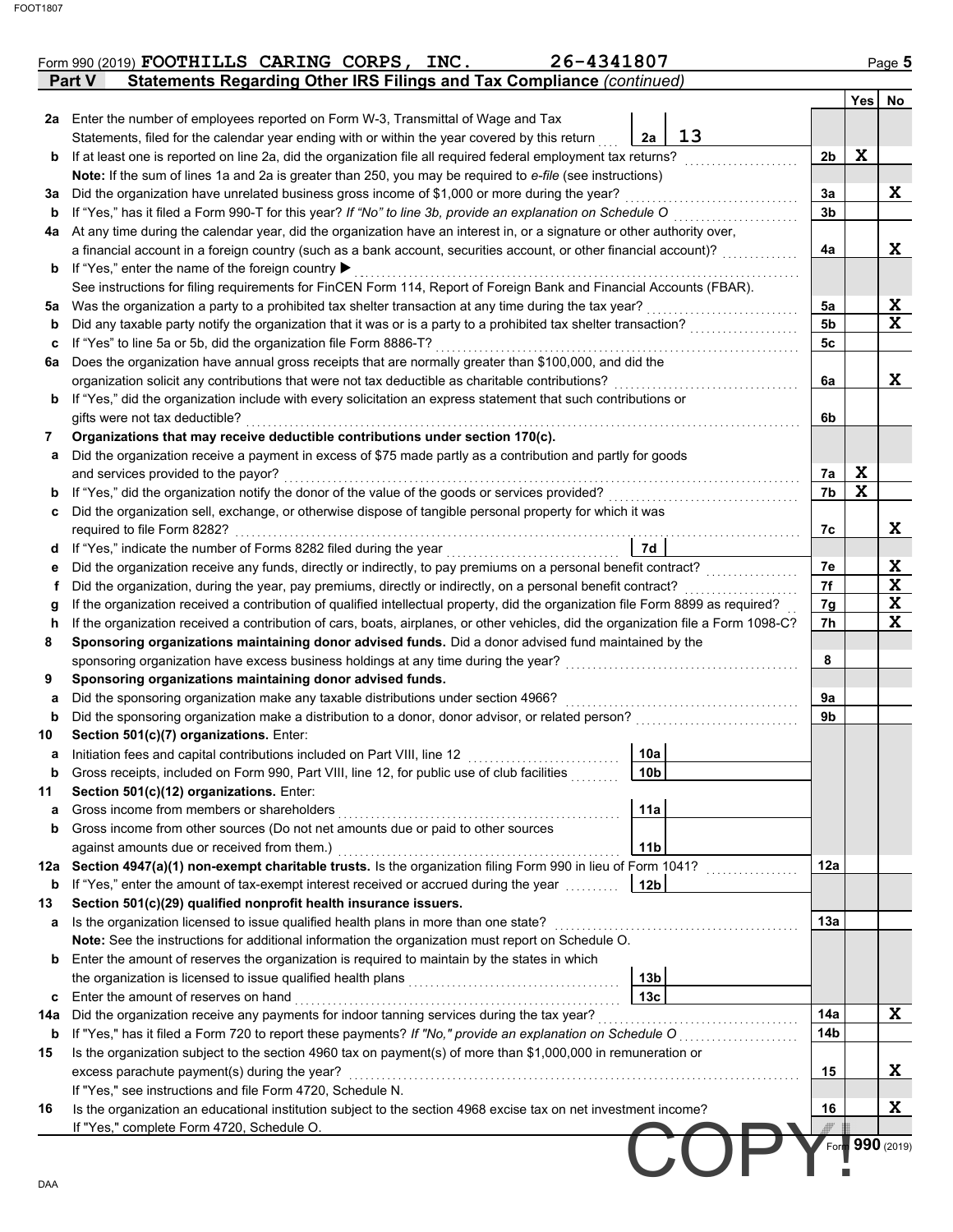Form 990 (2019) FOOTHILLS CARING CORPS, INC. 26-4341807

## Part V Statements Regarding Other IRS Filings and Tax Compliance *(continued)*

| | | | | | Yes | No |
|---|---|---|---|---|---|---|
| **2a** | Enter the number of employees reported on Form W-3, Transmittal of Wage and Tax Statements, filed for the calendar year ending with or within the year covered by this return | 2a | 13 | | | |
| **b** | If at least one is reported on line 2a, did the organization file all required federal employment tax returns? | | | 2b | X | |
| | **Note:** If the sum of lines 1a and 2a is greater than 250, you may be required to *e-file* (see instructions) | | | | | |
| **3a** | Did the organization have unrelated business gross income of $1,000 or more during the year? | | | 3a | | X |
| **b** | If "Yes," has it filed a Form 990-T for this year? *If "No" to line 3b, provide an explanation on Schedule O* | | | 3b | | |
| **4a** | At any time during the calendar year, did the organization have an interest in, or a signature or other authority over, a financial account in a foreign country (such as a bank account, securities account, or other financial account)? | | | 4a | | X |
| **b** | If "Yes," enter the name of the foreign country ▶ | | | | | |
| | See instructions for filing requirements for FinCEN Form 114, Report of Foreign Bank and Financial Accounts (FBAR). | | | | | |
| **5a** | Was the organization a party to a prohibited tax shelter transaction at any time during the tax year? | | | 5a | | X |
| **b** | Did any taxable party notify the organization that it was or is a party to a prohibited tax shelter transaction? | | | 5b | | X |
| **c** | If "Yes" to line 5a or 5b, did the organization file Form 8886-T? | | | 5c | | |
| **6a** | Does the organization have annual gross receipts that are normally greater than $100,000, and did the organization solicit any contributions that were not tax deductible as charitable contributions? | | | 6a | | X |
| **b** | If "Yes," did the organization include with every solicitation an express statement that such contributions or gifts were not tax deductible? | | | 6b | | |
| **7** | **Organizations that may receive deductible contributions under section 170(c).** | | | | | |
| **a** | Did the organization receive a payment in excess of $75 made partly as a contribution and partly for goods and services provided to the payor? | | | 7a | X | |
| **b** | If "Yes," did the organization notify the donor of the value of the goods or services provided? | | | 7b | X | |
| **c** | Did the organization sell, exchange, or otherwise dispose of tangible personal property for which it was required to file Form 8282? | | | 7c | | X |
| **d** | If "Yes," indicate the number of Forms 8282 filed during the year | 7d | | | | |
| **e** | Did the organization receive any funds, directly or indirectly, to pay premiums on a personal benefit contract? | | | 7e | | X |
| **f** | Did the organization, during the year, pay premiums, directly or indirectly, on a personal benefit contract? | | | 7f | | X |
| **g** | If the organization received a contribution of qualified intellectual property, did the organization file Form 8899 as required? | | | 7g | | X |
| **h** | If the organization received a contribution of cars, boats, airplanes, or other vehicles, did the organization file a Form 1098-C? | | | 7h | | X |
| **8** | **Sponsoring organizations maintaining donor advised funds.** Did a donor advised fund maintained by the sponsoring organization have excess business holdings at any time during the year? | | | 8 | | |
| **9** | **Sponsoring organizations maintaining donor advised funds.** | | | | | |
| **a** | Did the sponsoring organization make any taxable distributions under section 4966? | | | 9a | | |
| **b** | Did the sponsoring organization make a distribution to a donor, donor advisor, or related person? | | | 9b | | |
| **10** | **Section 501(c)(7) organizations.** Enter: | | | | | |
| **a** | Initiation fees and capital contributions included on Part VIII, line 12 | 10a | | | | |
| **b** | Gross receipts, included on Form 990, Part VIII, line 12, for public use of club facilities | 10b | | | | |
| **11** | **Section 501(c)(12) organizations.** Enter: | | | | | |
| **a** | Gross income from members or shareholders | 11a | | | | |
| **b** | Gross income from other sources (Do not net amounts due or paid to other sources against amounts due or received from them.) | 11b | | | | |
| **12a** | **Section 4947(a)(1) non-exempt charitable trusts.** Is the organization filing Form 990 in lieu of Form 1041? | | | 12a | | |
| **b** | If "Yes," enter the amount of tax-exempt interest received or accrued during the year | 12b | | | | |
| **13** | **Section 501(c)(29) qualified nonprofit health insurance issuers.** | | | | | |
| **a** | Is the organization licensed to issue qualified health plans in more than one state? | | | 13a | | |
| | **Note:** See the instructions for additional information the organization must report on Schedule O. | | | | | |
| **b** | Enter the amount of reserves the organization is required to maintain by the states in which the organization is licensed to issue qualified health plans | 13b | | | | |
| **c** | Enter the amount of reserves on hand | 13c | | | | |
| **14a** | Did the organization receive any payments for indoor tanning services during the tax year? | | | 14a | | X |
| **b** | If "Yes," has it filed a Form 720 to report these payments? *If "No," provide an explanation on Schedule O* | | | 14b | | |
| **15** | Is the organization subject to the section 4960 tax on payment(s) of more than $1,000,000 in remuneration or excess parachute payment(s) during the year? | | | 15 | | X |
| | If "Yes," see instructions and file Form 4720, Schedule N. | | | | | |
| **16** | Is the organization an educational institution subject to the section 4968 excise tax on net investment income? | | | 16 | | X |
| | If "Yes," complete Form 4720, Schedule O. | | | | | |

Form **990** (2019)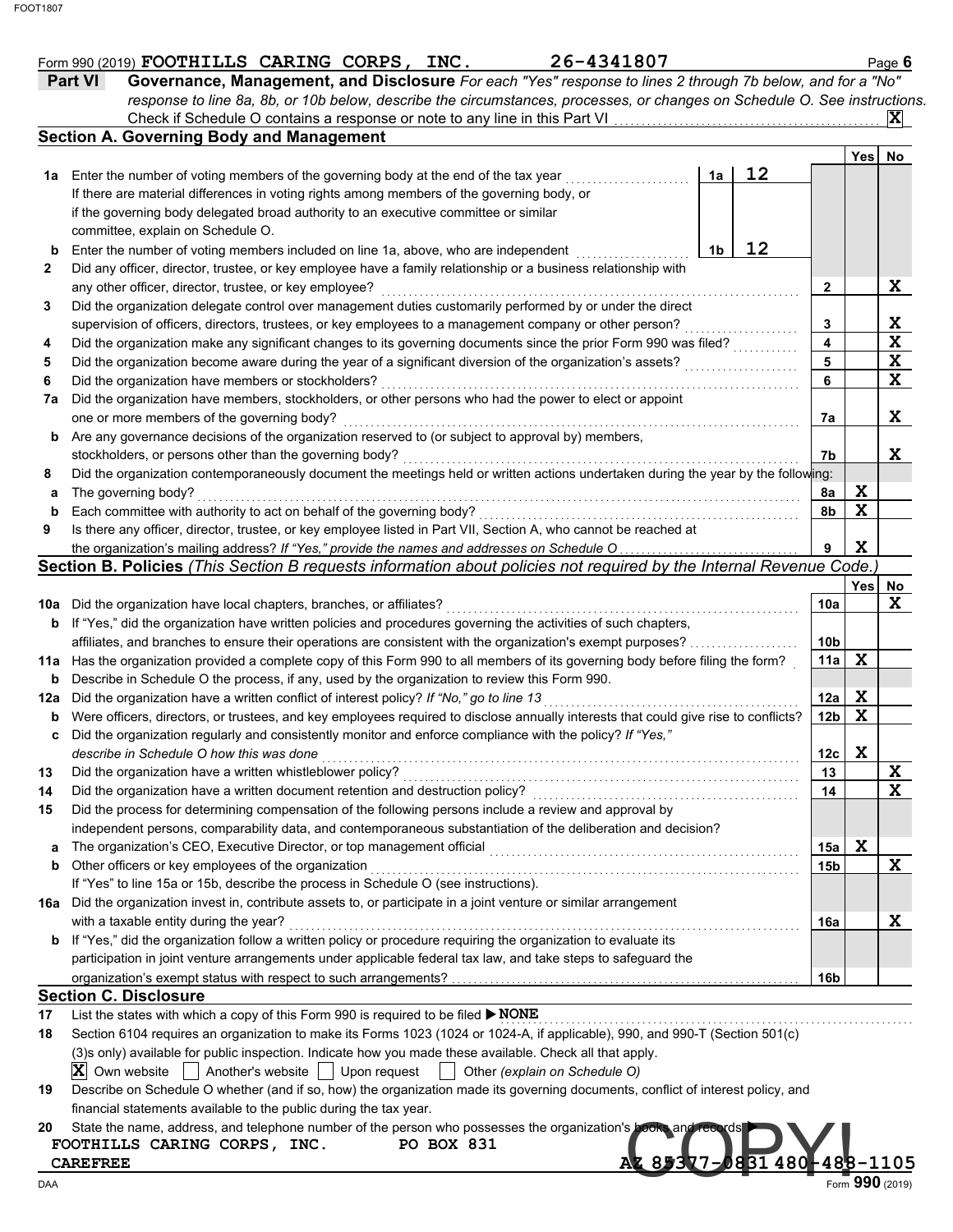Form 990 (2019) FOOTHILLS CARING CORPS, INC. 26-4341807 Page 6

## Part VI Governance, Management, and Disclosure

*For each "Yes" response to lines 2 through 7b below, and for a "No" response to line 8a, 8b, or 10b below, describe the circumstances, processes, or changes on Schedule O. See instructions.*

Check if Schedule O contains a response or note to any line in this Part VI ... [X]

### Section A. Governing Body and Management

| | | | Yes | No |
|---|---|---|---|---|
| **1a** | Enter the number of voting members of the governing body at the end of the tax year ... **1a** 12 <br> If there are material differences in voting rights among members of the governing body, or if the governing body delegated broad authority to an executive committee or similar committee, explain on Schedule O. | | | |
| **b** | Enter the number of voting members included on line 1a, above, who are independent ... **1b** 12 | | | |
| **2** | Did any officer, director, trustee, or key employee have a family relationship or a business relationship with any other officer, director, trustee, or key employee? | 2 | | X |
| **3** | Did the organization delegate control over management duties customarily performed by or under the direct supervision of officers, directors, trustees, or key employees to a management company or other person? | 3 | | X |
| **4** | Did the organization make any significant changes to its governing documents since the prior Form 990 was filed? | 4 | | X |
| **5** | Did the organization become aware during the year of a significant diversion of the organization's assets? | 5 | | X |
| **6** | Did the organization have members or stockholders? | 6 | | X |
| **7a** | Did the organization have members, stockholders, or other persons who had the power to elect or appoint one or more members of the governing body? | 7a | | X |
| **b** | Are any governance decisions of the organization reserved to (or subject to approval by) members, stockholders, or persons other than the governing body? | 7b | | X |
| **8** | Did the organization contemporaneously document the meetings held or written actions undertaken during the year by the following: | | | |
| **a** | The governing body? | 8a | X | |
| **b** | Each committee with authority to act on behalf of the governing body? | 8b | X | |
| **9** | Is there any officer, director, trustee, or key employee listed in Part VII, Section A, who cannot be reached at the organization's mailing address? *If "Yes," provide the names and addresses on Schedule O* | 9 | X | |

### Section B. Policies *(This Section B requests information about policies not required by the Internal Revenue Code.)*

| | | | Yes | No |
|---|---|---|---|---|
| **10a** | Did the organization have local chapters, branches, or affiliates? | 10a | | X |
| **b** | If "Yes," did the organization have written policies and procedures governing the activities of such chapters, affiliates, and branches to ensure their operations are consistent with the organization's exempt purposes? | 10b | | |
| **11a** | Has the organization provided a complete copy of this Form 990 to all members of its governing body before filing the form? | 11a | X | |
| **b** | Describe in Schedule O the process, if any, used by the organization to review this Form 990. | | | |
| **12a** | Did the organization have a written conflict of interest policy? *If "No," go to line 13* | 12a | X | |
| **b** | Were officers, directors, or trustees, and key employees required to disclose annually interests that could give rise to conflicts? | 12b | X | |
| **c** | Did the organization regularly and consistently monitor and enforce compliance with the policy? *If "Yes," describe in Schedule O how this was done* | 12c | X | |
| **13** | Did the organization have a written whistleblower policy? | 13 | | X |
| **14** | Did the organization have a written document retention and destruction policy? | 14 | | X |
| **15** | Did the process for determining compensation of the following persons include a review and approval by independent persons, comparability data, and contemporaneous substantiation of the deliberation and decision? | | | |
| **a** | The organization's CEO, Executive Director, or top management official | 15a | X | |
| **b** | Other officers or key employees of the organization | 15b | | X |
| | If "Yes" to line 15a or 15b, describe the process in Schedule O (see instructions). | | | |
| **16a** | Did the organization invest in, contribute assets to, or participate in a joint venture or similar arrangement with a taxable entity during the year? | 16a | | X |
| **b** | If "Yes," did the organization follow a written policy or procedure requiring the organization to evaluate its participation in joint venture arrangements under applicable federal tax law, and take steps to safeguard the organization's exempt status with respect to such arrangements? | 16b | | |

### Section C. Disclosure

**17** List the states with which a copy of this Form 990 is required to be filed ▶ NONE

**18** Section 6104 requires an organization to make its Forms 1023 (1024 or 1024-A, if applicable), 990, and 990-T (Section 501(c)(3)s only) available for public inspection. Indicate how you made these available. Check all that apply.

[X] Own website [ ] Another's website [ ] Upon request [ ] Other *(explain on Schedule O)*

**19** Describe on Schedule O whether (and if so, how) the organization made its governing documents, conflict of interest policy, and financial statements available to the public during the tax year.

**20** State the name, address, and telephone number of the person who possesses the organization's books and records ▶

FOOTHILLS CARING CORPS, INC. PO BOX 831
CAREFREE AZ 85377-0831 480-488-1105

Form **990** (2019)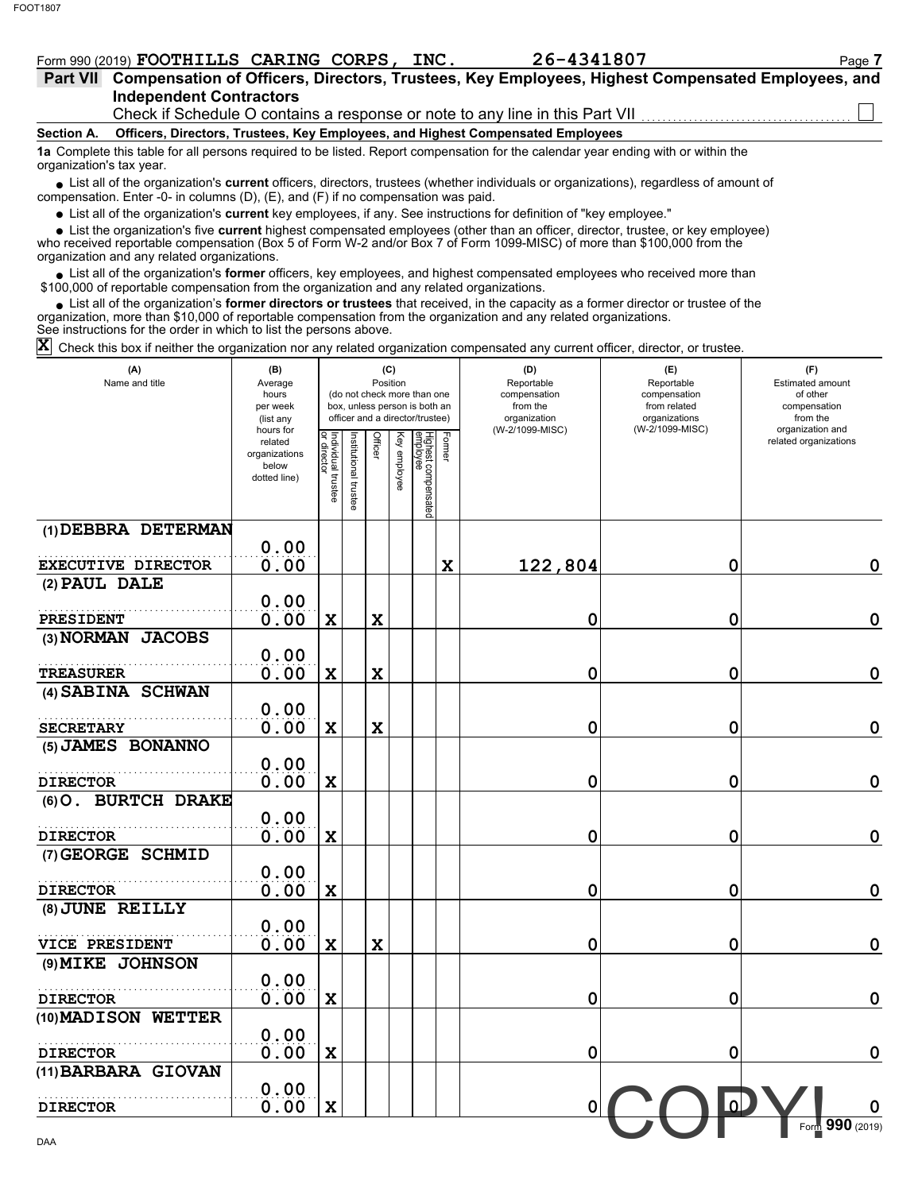Form 990 (2019) **FOOTHILLS CARING CORPS, INC.** **26-4341807**

## Part VII Compensation of Officers, Directors, Trustees, Key Employees, Highest Compensated Employees, and Independent Contractors

Check if Schedule O contains a response or note to any line in this Part VII ☐

### Section A. Officers, Directors, Trustees, Key Employees, and Highest Compensated Employees

**1a** Complete this table for all persons required to be listed. Report compensation for the calendar year ending with or within the organization's tax year.

- List all of the organization's **current** officers, directors, trustees (whether individuals or organizations), regardless of amount of compensation. Enter -0- in columns (D), (E), and (F) if no compensation was paid.
- List all of the organization's **current** key employees, if any. See instructions for definition of "key employee."
- List the organization's five **current** highest compensated employees (other than an officer, director, trustee, or key employee) who received reportable compensation (Box 5 of Form W-2 and/or Box 7 of Form 1099-MISC) of more than $100,000 from the organization and any related organizations.
- List all of the organization's **former** officers, key employees, and highest compensated employees who received more than $100,000 of reportable compensation from the organization and any related organizations.
- List all of the organization's **former directors or trustees** that received, in the capacity as a former director or trustee of the organization, more than $10,000 of reportable compensation from the organization and any related organizations.

See instructions for the order in which to list the persons above.

☒ Check this box if neither the organization nor any related organization compensated any current officer, director, or trustee.

| (A) Name and title | (B) Average hours per week (list any hours for related organizations below dotted line) | (C) Position: Individual trustee or director | Institutional trustee | Officer | Key employee | Highest compensated employee | Former | (D) Reportable compensation from the organization (W-2/1099-MISC) | (E) Reportable compensation from related organizations (W-2/1099-MISC) | (F) Estimated amount of other compensation from the organization and related organizations |
|---|---|---|---|---|---|---|---|---|---|---|
| (1) DEBBRA DETERMAN<br>EXECUTIVE DIRECTOR | 0.00<br>0.00 | | | | | | X | 122,804 | 0 | 0 |
| (2) PAUL DALE<br>PRESIDENT | 0.00<br>0.00 | X | | X | | | | 0 | 0 | 0 |
| (3) NORMAN JACOBS<br>TREASURER | 0.00<br>0.00 | X | | X | | | | 0 | 0 | 0 |
| (4) SABINA SCHWAN<br>SECRETARY | 0.00<br>0.00 | X | | X | | | | 0 | 0 | 0 |
| (5) JAMES BONANNO<br>DIRECTOR | 0.00<br>0.00 | X | | | | | | 0 | 0 | 0 |
| (6) O. BURTCH DRAKE<br>DIRECTOR | 0.00<br>0.00 | X | | | | | | 0 | 0 | 0 |
| (7) GEORGE SCHMID<br>DIRECTOR | 0.00<br>0.00 | X | | | | | | 0 | 0 | 0 |
| (8) JUNE REILLY<br>VICE PRESIDENT | 0.00<br>0.00 | X | | X | | | | 0 | 0 | 0 |
| (9) MIKE JOHNSON<br>DIRECTOR | 0.00<br>0.00 | X | | | | | | 0 | 0 | 0 |
| (10) MADISON WETTER<br>DIRECTOR | 0.00<br>0.00 | X | | | | | | 0 | 0 | 0 |
| (11) BARBARA GIOVAN<br>DIRECTOR | 0.00<br>0.00 | X | | | | | | 0 | 0 | 0 |

COPY!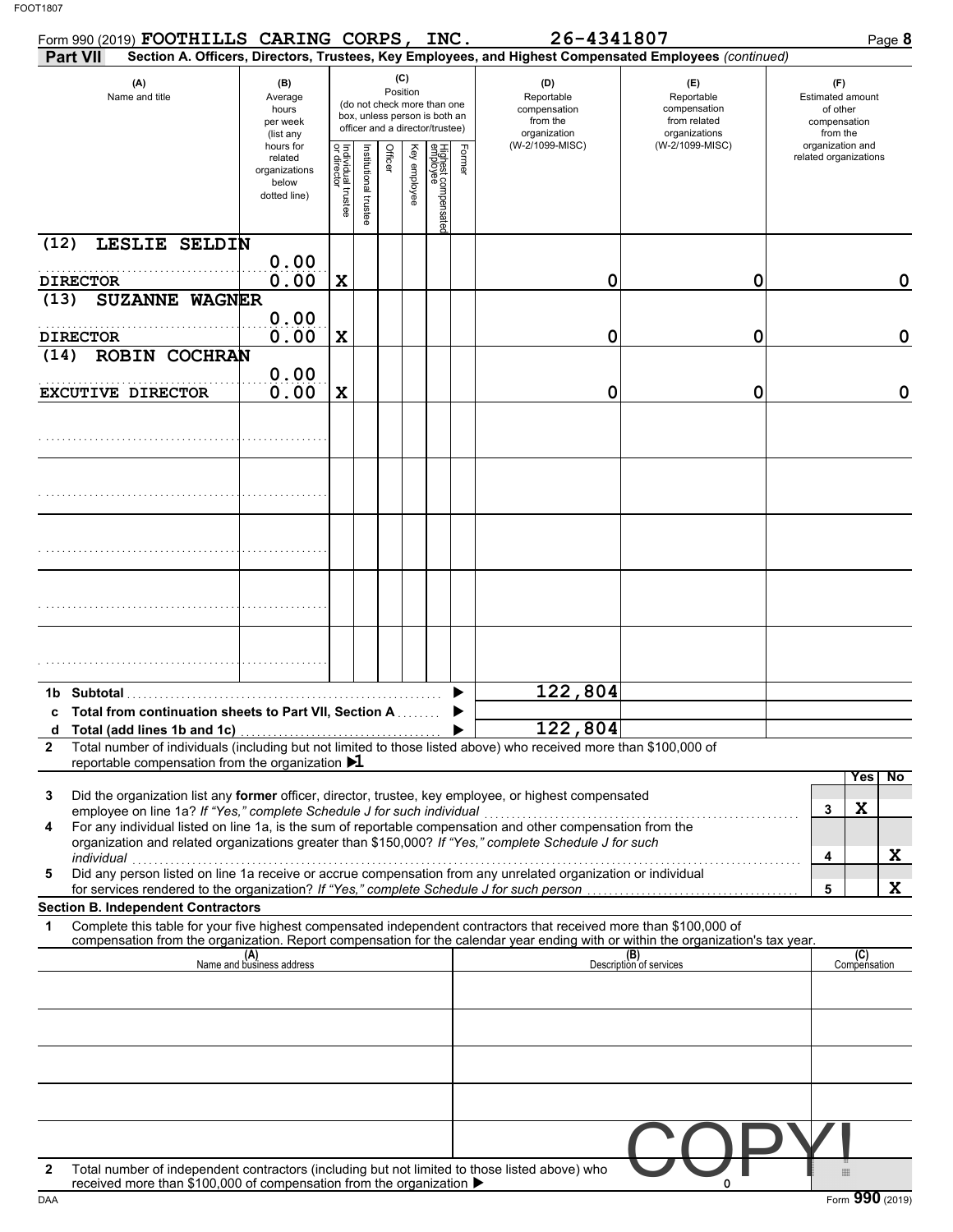FOOT1807

Form 990 (2019) **FOOTHILLS CARING CORPS, INC.** **26-4341807** Page **8**

**Part VII** **Section A. Officers, Directors, Trustees, Key Employees, and Highest Compensated Employees** *(continued)*

| (A) Name and title | (B) Average hours per week (list any hours for related organizations below dotted line) | (C) Position: Individual trustee or director | Institutional trustee | Officer | Key employee | Highest compensated employee | Former | (D) Reportable compensation from the organization (W-2/1099-MISC) | (E) Reportable compensation from related organizations (W-2/1099-MISC) | (F) Estimated amount of other compensation from the organization and related organizations |
|---|---|---|---|---|---|---|---|---|---|---|
| (12) LESLIE SELDIN<br>DIRECTOR | 0.00<br>0.00 | X | | | | | | 0 | 0 | 0 |
| (13) SUZANNE WAGNER<br>DIRECTOR | 0.00<br>0.00 | X | | | | | | 0 | 0 | 0 |
| (14) ROBIN COCHRAN<br>EXCUTIVE DIRECTOR | 0.00<br>0.00 | X | | | | | | 0 | 0 | 0 |
| | | | | | | | | | | |
| | | | | | | | | | | |
| | | | | | | | | | | |
| | | | | | | | | | | |
| | | | | | | | | | | |

| | | (D) | (E) | (F) |
|---|---|---|---|---|
| 1b | Subtotal | 122,804 | | |
| c | Total from continuation sheets to Part VII, Section A | | | |
| d | Total (add lines 1b and 1c) | 122,804 | | |

**2** Total number of individuals (including but not limited to those listed above) who received more than $100,000 of reportable compensation from the organization ▶ **1**

| | | | Yes | No |
|---|---|---|---|---|
| 3 | Did the organization list any **former** officer, director, trustee, key employee, or highest compensated employee on line 1a? *If "Yes," complete Schedule J for such individual* | 3 | X | |
| 4 | For any individual listed on line 1a, is the sum of reportable compensation and other compensation from the organization and related organizations greater than $150,000? *If "Yes," complete Schedule J for such individual* | 4 | | X |
| 5 | Did any person listed on line 1a receive or accrue compensation from any unrelated organization or individual for services rendered to the organization? *If "Yes," complete Schedule J for such person* | 5 | | X |

**Section B. Independent Contractors**

**1** Complete this table for your five highest compensated independent contractors that received more than $100,000 of compensation from the organization. Report compensation for the calendar year ending with or within the organization's tax year.

| (A) Name and business address | (B) Description of services | (C) Compensation |
|---|---|---|
| | | |
| | | |
| | | |
| | | |
| | | |

**2** Total number of independent contractors (including but not limited to those listed above) who received more than $100,000 of compensation from the organization ▶ 0

COPY!

DAA Form **990** (2019)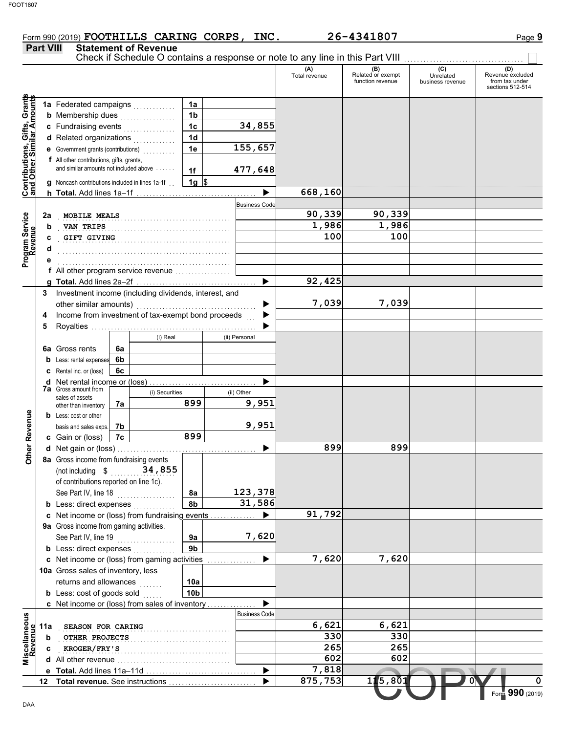Form 990 (2019) **FOOTHILLS CARING CORPS, INC.** 26-4341807

## Part VIII Statement of Revenue

Check if Schedule O contains a response or note to any line in this Part VIII ☐

| | | | | (A) Total revenue | (B) Related or exempt function revenue | (C) Unrelated business revenue | (D) Revenue excluded from tax under sections 512-514 |
|---|---|---|---|---|---|---|---|
| **Contributions, Gifts, Grants and Other Similar Amounts** | 1a Federated campaigns | 1a | | | | | |
| | b Membership dues | 1b | | | | | |
| | c Fundraising events | 1c | 34,855 | | | | |
| | d Related organizations | 1d | | | | | |
| | e Government grants (contributions) | 1e | 155,657 | | | | |
| | f All other contributions, gifts, grants, and similar amounts not included above | 1f | 477,648 | | | | |
| | g Noncash contributions included in lines 1a-1f | 1g | $ | | | | |
| | h **Total.** Add lines 1a–1f | | | 668,160 | | | |
| **Program Service Revenue** | | | Business Code | | | | |
| | 2a MOBILE MEALS | | | 90,339 | 90,339 | | |
| | b VAN TRIPS | | | 1,986 | 1,986 | | |
| | c GIFT GIVING | | | 100 | 100 | | |
| | d | | | | | | |
| | e | | | | | | |
| | f All other program service revenue | | | | | | |
| | g **Total.** Add lines 2a–2f | | | 92,425 | | | |
| **Other Revenue** | 3 Investment income (including dividends, interest, and other similar amounts) | | | 7,039 | 7,039 | | |
| | 4 Income from investment of tax-exempt bond proceeds | | | | | | |
| | 5 Royalties | | | | | | |
| | | (i) Real | (ii) Personal | | | | |
| | 6a Gross rents | 6a | | | | | |
| | b Less: rental expenses | 6b | | | | | |
| | c Rental inc. or (loss) | 6c | | | | | |
| | d Net rental income or (loss) | | | | | | |
| | | (i) Securities | (ii) Other | | | | |
| | 7a Gross amount from sales of assets other than inventory (7a) | 899 | 9,951 | | | | |
| | b Less: cost or other basis and sales exps. (7b) | | 9,951 | | | | |
| | c Gain or (loss) (7c) | 899 | | | | | |
| | d Net gain or (loss) | | | 899 | 899 | | |
| | 8a Gross income from fundraising events (not including $ 34,855 of contributions reported on line 1c). See Part IV, line 18 | 8a | 123,378 | | | | |
| | b Less: direct expenses | 8b | 31,586 | | | | |
| | c Net income or (loss) from fundraising events | | | 91,792 | | | |
| | 9a Gross income from gaming activities. See Part IV, line 19 | 9a | 7,620 | | | | |
| | b Less: direct expenses | 9b | | | | | |
| | c Net income or (loss) from gaming activities | | | 7,620 | 7,620 | | |
| | 10a Gross sales of inventory, less returns and allowances | 10a | | | | | |
| | b Less: cost of goods sold | 10b | | | | | |
| | c Net income or (loss) from sales of inventory | | | | | | |
| **Miscellaneous Revenue** | | | Business Code | | | | |
| | 11a SEASON FOR CARING | | | 6,621 | 6,621 | | |
| | b OTHER PROJECTS | | | 330 | 330 | | |
| | c KROGER/FRY'S | | | 265 | 265 | | |
| | d All other revenue | | | 602 | 602 | | |
| | e **Total.** Add lines 11a–11d | | | 7,818 | | | |
| | 12 **Total revenue.** See instructions | | | 875,753 | 115,801 | 0 | 0 |

Form **990** (2019)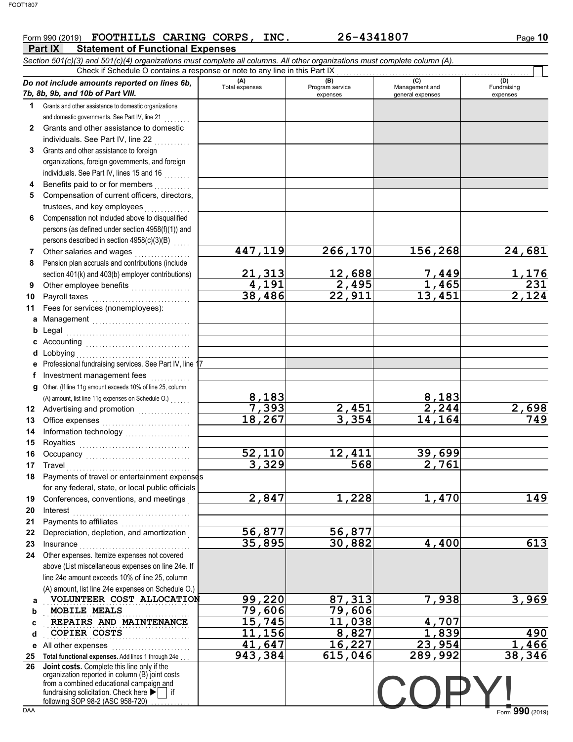Form 990 (2019) **FOOTHILLS CARING CORPS, INC.** 26-4341807

## Part IX Statement of Functional Expenses

*Section 501(c)(3) and 501(c)(4) organizations must complete all columns. All other organizations must complete column (A).*

Check if Schedule O contains a response or note to any line in this Part IX ☐

| *Do not include amounts reported on lines 6b, 7b, 8b, 9b, and 10b of Part VIII.* | (A) Total expenses | (B) Program service expenses | (C) Management and general expenses | (D) Fundraising expenses |
|---|---|---|---|---|
| **1** Grants and other assistance to domestic organizations and domestic governments. See Part IV, line 21 | | | | |
| **2** Grants and other assistance to domestic individuals. See Part IV, line 22 | | | | |
| **3** Grants and other assistance to foreign organizations, foreign governments, and foreign individuals. See Part IV, lines 15 and 16 | | | | |
| **4** Benefits paid to or for members | | | | |
| **5** Compensation of current officers, directors, trustees, and key employees | | | | |
| **6** Compensation not included above to disqualified persons (as defined under section 4958(f)(1)) and persons described in section 4958(c)(3)(B) | | | | |
| **7** Other salaries and wages | 447,119 | 266,170 | 156,268 | 24,681 |
| **8** Pension plan accruals and contributions (include section 401(k) and 403(b) employer contributions) | 21,313 | 12,688 | 7,449 | 1,176 |
| **9** Other employee benefits | 4,191 | 2,495 | 1,465 | 231 |
| **10** Payroll taxes | 38,486 | 22,911 | 13,451 | 2,124 |
| **11** Fees for services (nonemployees): | | | | |
| **a** Management | | | | |
| **b** Legal | | | | |
| **c** Accounting | | | | |
| **d** Lobbying | | | | |
| **e** Professional fundraising services. See Part IV, line 17 | | | | |
| **f** Investment management fees | | | | |
| **g** Other. (If line 11g amount exceeds 10% of line 25, column (A) amount, list line 11g expenses on Schedule O.) | 8,183 | | 8,183 | |
| **12** Advertising and promotion | 7,393 | 2,451 | 2,244 | 2,698 |
| **13** Office expenses | 18,267 | 3,354 | 14,164 | 749 |
| **14** Information technology | | | | |
| **15** Royalties | | | | |
| **16** Occupancy | 52,110 | 12,411 | 39,699 | |
| **17** Travel | 3,329 | 568 | 2,761 | |
| **18** Payments of travel or entertainment expenses for any federal, state, or local public officials | | | | |
| **19** Conferences, conventions, and meetings | 2,847 | 1,228 | 1,470 | 149 |
| **20** Interest | | | | |
| **21** Payments to affiliates | | | | |
| **22** Depreciation, depletion, and amortization | 56,877 | 56,877 | | |
| **23** Insurance | 35,895 | 30,882 | 4,400 | 613 |
| **24** Other expenses. Itemize expenses not covered above (List miscellaneous expenses on line 24e. If line 24e amount exceeds 10% of line 25, column (A) amount, list line 24e expenses on Schedule O.) | | | | |
| **a** VOLUNTEER COST ALLOCATION | 99,220 | 87,313 | 7,938 | 3,969 |
| **b** MOBILE MEALS | 79,606 | 79,606 | | |
| **c** REPAIRS AND MAINTENANCE | 15,745 | 11,038 | 4,707 | |
| **d** COPIER COSTS | 11,156 | 8,827 | 1,839 | 490 |
| **e** All other expenses | 41,647 | 16,227 | 23,954 | 1,466 |
| **25 Total functional expenses.** Add lines 1 through 24e | 943,384 | 615,046 | 289,992 | 38,346 |
| **26 Joint costs.** Complete this line only if the organization reported in column (B) joint costs from a combined educational campaign and fundraising solicitation. Check here ▶ ☐ if following SOP 98-2 (ASC 958-720) | | | | |

COPY!

Form **990** (2019)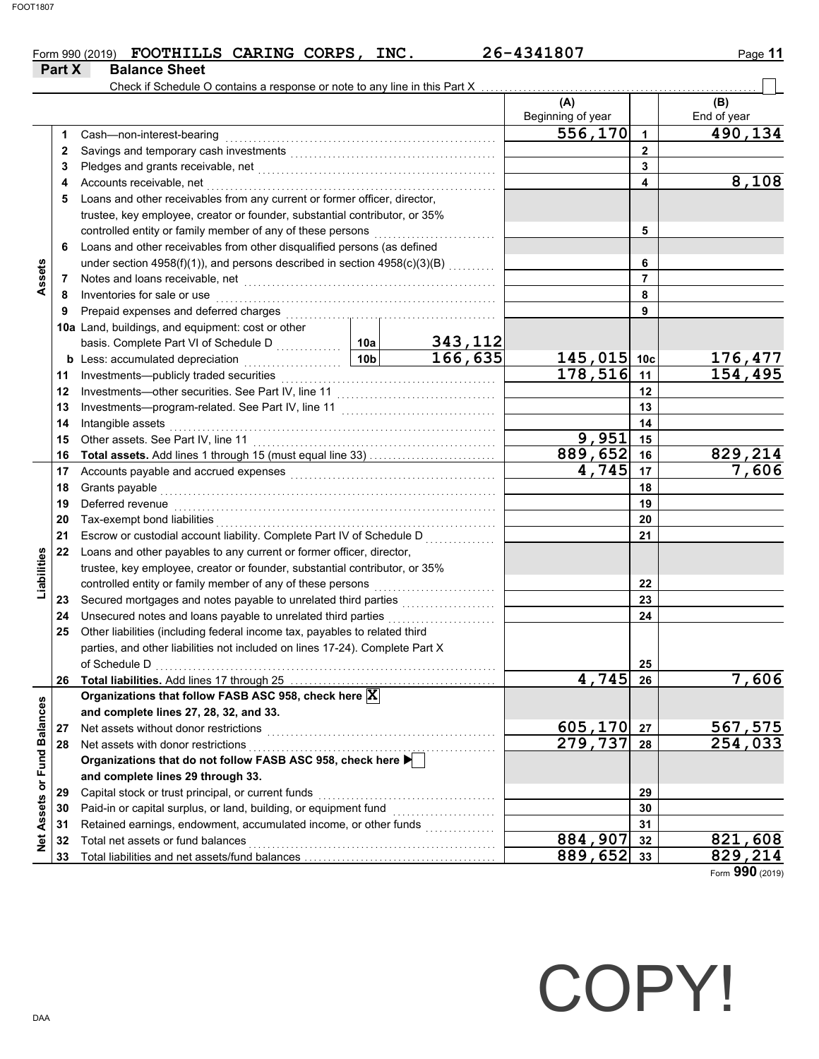Form 990 (2019) **FOOTHILLS CARING CORPS, INC.** **26-4341807**

## Part X Balance Sheet

Check if Schedule O contains a response or note to any line in this Part X ☐

| | | Line | | | (A) Beginning of year | | (B) End of year |
|---|---|---|---|---|---|---|---|
| **Assets** | 1 | Cash—non-interest-bearing | | | 556,170 | 1 | 490,134 |
| | 2 | Savings and temporary cash investments | | | | 2 | |
| | 3 | Pledges and grants receivable, net | | | | 3 | |
| | 4 | Accounts receivable, net | | | | 4 | 8,108 |
| | 5 | Loans and other receivables from any current or former officer, director, trustee, key employee, creator or founder, substantial contributor, or 35% controlled entity or family member of any of these persons | | | | 5 | |
| | 6 | Loans and other receivables from other disqualified persons (as defined under section 4958(f)(1)), and persons described in section 4958(c)(3)(B) | | | | 6 | |
| | 7 | Notes and loans receivable, net | | | | 7 | |
| | 8 | Inventories for sale or use | | | | 8 | |
| | 9 | Prepaid expenses and deferred charges | | | | 9 | |
| | 10a | Land, buildings, and equipment: cost or other basis. Complete Part VI of Schedule D | 10a | 343,112 | | | |
| | b | Less: accumulated depreciation | 10b | 166,635 | 145,015 | 10c | 176,477 |
| | 11 | Investments—publicly traded securities | | | 178,516 | 11 | 154,495 |
| | 12 | Investments—other securities. See Part IV, line 11 | | | | 12 | |
| | 13 | Investments—program-related. See Part IV, line 11 | | | | 13 | |
| | 14 | Intangible assets | | | | 14 | |
| | 15 | Other assets. See Part IV, line 11 | | | 9,951 | 15 | |
| | 16 | **Total assets.** Add lines 1 through 15 (must equal line 33) | | | 889,652 | 16 | 829,214 |
| **Liabilities** | 17 | Accounts payable and accrued expenses | | | 4,745 | 17 | 7,606 |
| | 18 | Grants payable | | | | 18 | |
| | 19 | Deferred revenue | | | | 19 | |
| | 20 | Tax-exempt bond liabilities | | | | 20 | |
| | 21 | Escrow or custodial account liability. Complete Part IV of Schedule D | | | | 21 | |
| | 22 | Loans and other payables to any current or former officer, director, trustee, key employee, creator or founder, substantial contributor, or 35% controlled entity or family member of any of these persons | | | | 22 | |
| | 23 | Secured mortgages and notes payable to unrelated third parties | | | | 23 | |
| | 24 | Unsecured notes and loans payable to unrelated third parties | | | | 24 | |
| | 25 | Other liabilities (including federal income tax, payables to related third parties, and other liabilities not included on lines 17-24). Complete Part X of Schedule D | | | | 25 | |
| | 26 | **Total liabilities.** Add lines 17 through 25 | | | 4,745 | 26 | 7,606 |
| **Net Assets or Fund Balances** | | **Organizations that follow FASB ASC 958, check here** ☒ **and complete lines 27, 28, 32, and 33.** | | | | | |
| | 27 | Net assets without donor restrictions | | | 605,170 | 27 | 567,575 |
| | 28 | Net assets with donor restrictions | | | 279,737 | 28 | 254,033 |
| | | **Organizations that do not follow FASB ASC 958, check here** ☐ **and complete lines 29 through 33.** | | | | | |
| | 29 | Capital stock or trust principal, or current funds | | | | 29 | |
| | 30 | Paid-in or capital surplus, or land, building, or equipment fund | | | | 30 | |
| | 31 | Retained earnings, endowment, accumulated income, or other funds | | | | 31 | |
| | 32 | Total net assets or fund balances | | | 884,907 | 32 | 821,608 |
| | 33 | Total liabilities and net assets/fund balances | | | 889,652 | 33 | 829,214 |

Form **990** (2019)

COPY!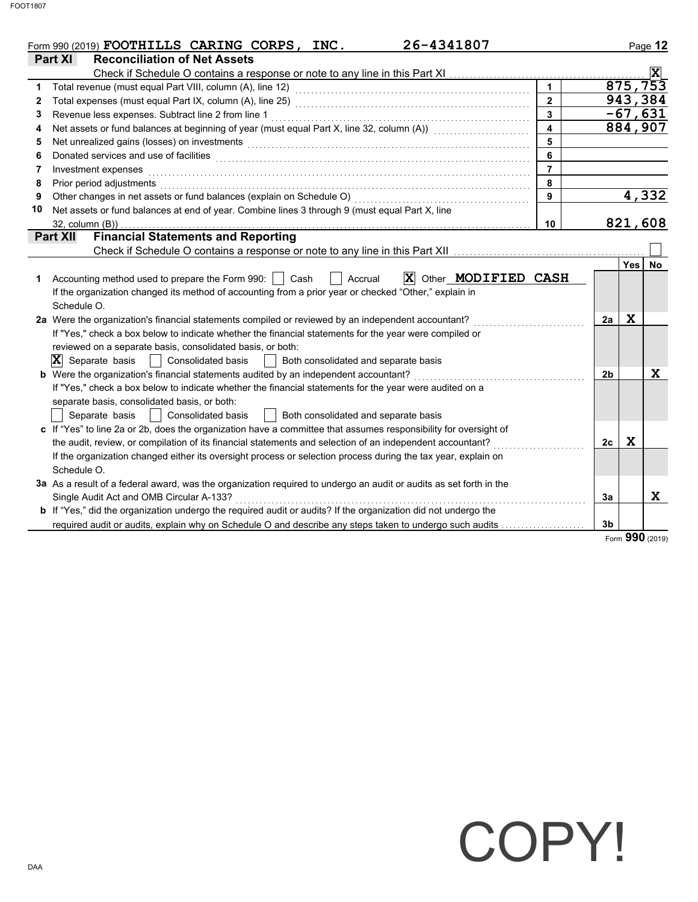Form 990 (2019) FOOTHILLS CARING CORPS, INC. 26-4341807

## Part XI Reconciliation of Net Assets

Check if Schedule O contains a response or note to any line in this Part XI . . . . . [X]

| | | | |
|---|---|---|---|
| 1 | Total revenue (must equal Part VIII, column (A), line 12) | 1 | 875,753 |
| 2 | Total expenses (must equal Part IX, column (A), line 25) | 2 | 943,384 |
| 3 | Revenue less expenses. Subtract line 2 from line 1 | 3 | -67,631 |
| 4 | Net assets or fund balances at beginning of year (must equal Part X, line 32, column (A)) | 4 | 884,907 |
| 5 | Net unrealized gains (losses) on investments | 5 | |
| 6 | Donated services and use of facilities | 6 | |
| 7 | Investment expenses | 7 | |
| 8 | Prior period adjustments | 8 | |
| 9 | Other changes in net assets or fund balances (explain on Schedule O) | 9 | 4,332 |
| 10 | Net assets or fund balances at end of year. Combine lines 3 through 9 (must equal Part X, line 32, column (B)) | 10 | 821,608 |

## Part XII Financial Statements and Reporting

Check if Schedule O contains a response or note to any line in this Part XII . . . . . [ ]

| | | | Yes | No |
|---|---|---|---|---|
| 1 | Accounting method used to prepare the Form 990: [ ] Cash [ ] Accrual [X] Other MODIFIED CASH<br>If the organization changed its method of accounting from a prior year or checked "Other," explain in Schedule O. | | | |
| 2a | Were the organization's financial statements compiled or reviewed by an independent accountant?<br>If "Yes," check a box below to indicate whether the financial statements for the year were compiled or reviewed on a separate basis, consolidated basis, or both:<br>[X] Separate basis [ ] Consolidated basis [ ] Both consolidated and separate basis | 2a | X | |
| b | Were the organization's financial statements audited by an independent accountant?<br>If "Yes," check a box below to indicate whether the financial statements for the year were audited on a separate basis, consolidated basis, or both:<br>[ ] Separate basis [ ] Consolidated basis [ ] Both consolidated and separate basis | 2b | | X |
| c | If "Yes" to line 2a or 2b, does the organization have a committee that assumes responsibility for oversight of the audit, review, or compilation of its financial statements and selection of an independent accountant?<br>If the organization changed either its oversight process or selection process during the tax year, explain on Schedule O. | 2c | X | |
| 3a | As a result of a federal award, was the organization required to undergo an audit or audits as set forth in the Single Audit Act and OMB Circular A-133? | 3a | | X |
| b | If "Yes," did the organization undergo the required audit or audits? If the organization did not undergo the required audit or audits, explain why on Schedule O and describe any steps taken to undergo such audits | 3b | | |

Form 990 (2019)

COPY!